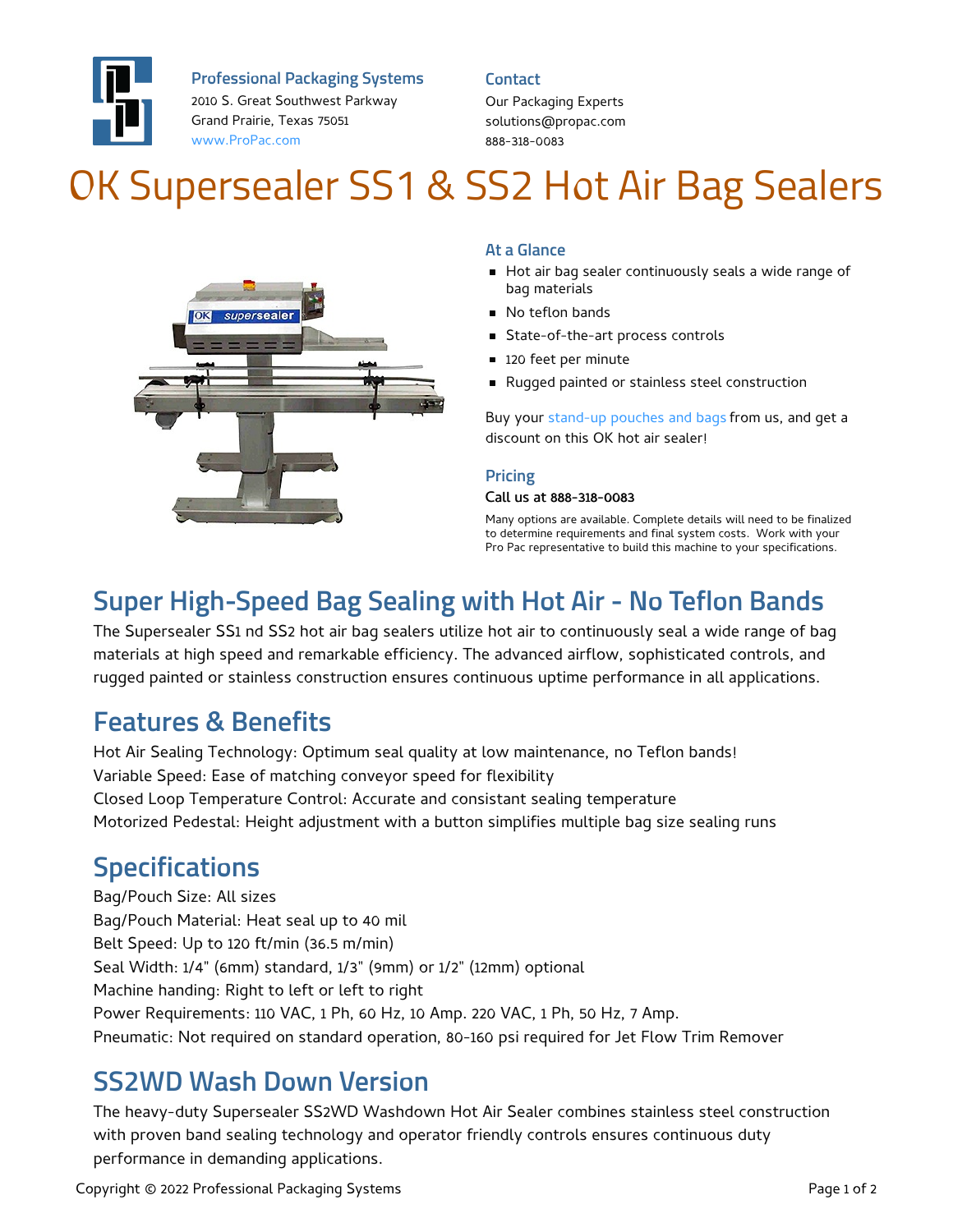**Professional Packaging Systems**
2010 S. Great Southwest Parkway
Grand Prairie, Texas 75051
www.ProPac.com

**Contact**
Our Packaging Experts
solutions@propac.com
888-318-0083

# OK Supersealer SS1 & SS2 Hot Air Bag Sealers

### At a Glance

- Hot air bag sealer continuously seals a wide range of bag materials
- No teflon bands
- State-of-the-art process controls
- 120 feet per minute
- Rugged painted or stainless steel construction

Buy your stand-up pouches and bags from us, and get a discount on this OK hot air sealer!

### Pricing

**Call us at 888-318-0083**

Many options are available. Complete details will need to be finalized to determine requirements and final system costs. Work with your Pro Pac representative to build this machine to your specifications.

## Super High-Speed Bag Sealing with Hot Air - No Teflon Bands

The Supersealer SS1 nd SS2 hot air bag sealers utilize hot air to continuously seal a wide range of bag materials at high speed and remarkable efficiency. The advanced airflow, sophisticated controls, and rugged painted or stainless construction ensures continuous uptime performance in all applications.

## Features & Benefits

Hot Air Sealing Technology: Optimum seal quality at low maintenance, no Teflon bands!
Variable Speed: Ease of matching conveyor speed for flexibility
Closed Loop Temperature Control: Accurate and consistant sealing temperature
Motorized Pedestal: Height adjustment with a button simplifies multiple bag size sealing runs

## Specifications

Bag/Pouch Size: All sizes
Bag/Pouch Material: Heat seal up to 40 mil
Belt Speed: Up to 120 ft/min (36.5 m/min)
Seal Width: 1/4" (6mm) standard, 1/3" (9mm) or 1/2" (12mm) optional
Machine handing: Right to left or left to right
Power Requirements: 110 VAC, 1 Ph, 60 Hz, 10 Amp. 220 VAC, 1 Ph, 50 Hz, 7 Amp.
Pneumatic: Not required on standard operation, 80-160 psi required for Jet Flow Trim Remover

## SS2WD Wash Down Version

The heavy-duty Supersealer SS2WD Washdown Hot Air Sealer combines stainless steel construction with proven band sealing technology and operator friendly controls ensures continuous duty performance in demanding applications.

Copyright © 2022 Professional Packaging Systems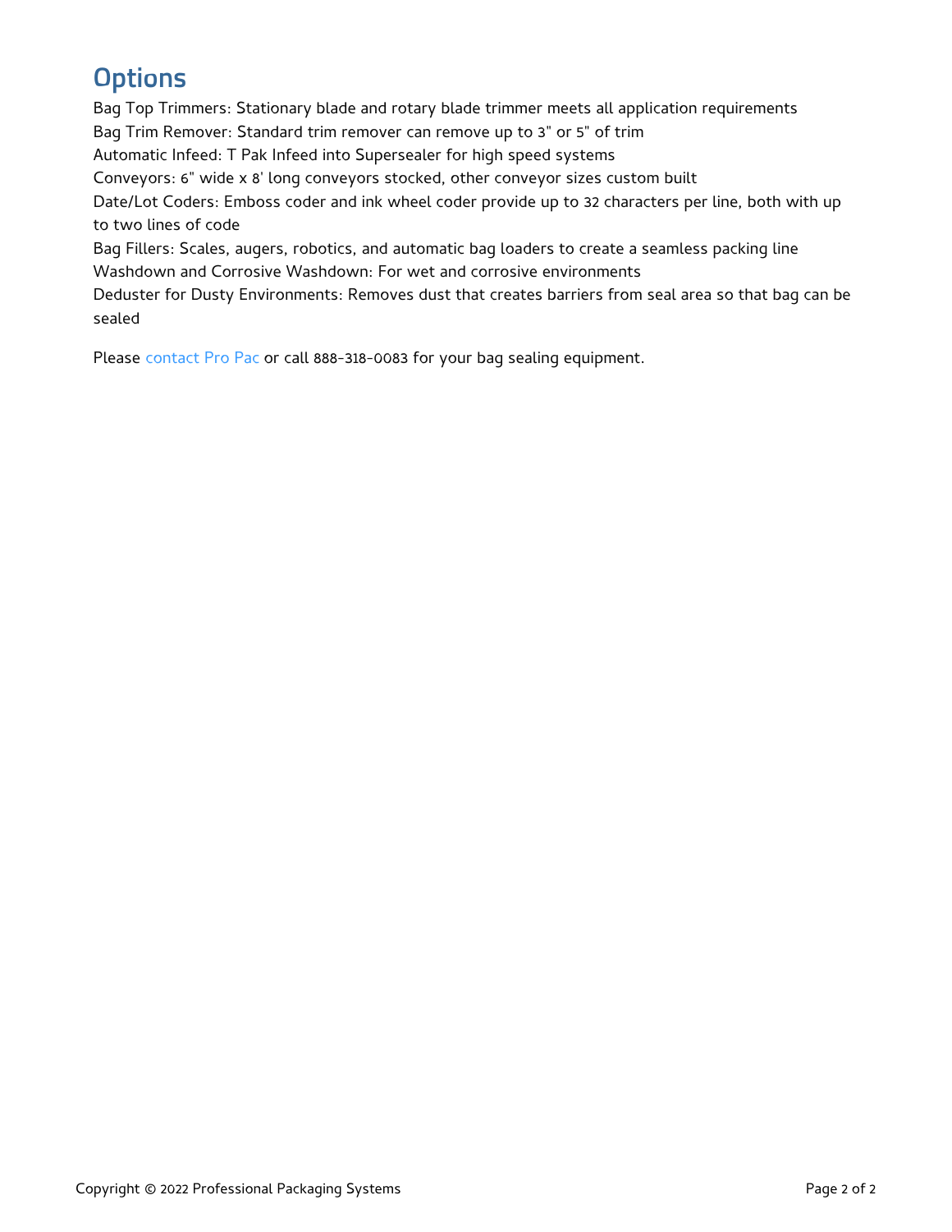## Options

Bag Top Trimmers: Stationary blade and rotary blade trimmer meets all application requirements
Bag Trim Remover: Standard trim remover can remove up to 3" or 5" of trim
Automatic Infeed: T Pak Infeed into Supersealer for high speed systems
Conveyors: 6" wide x 8' long conveyors stocked, other conveyor sizes custom built
Date/Lot Coders: Emboss coder and ink wheel coder provide up to 32 characters per line, both with up to two lines of code
Bag Fillers: Scales, augers, robotics, and automatic bag loaders to create a seamless packing line
Washdown and Corrosive Washdown: For wet and corrosive environments
Deduster for Dusty Environments: Removes dust that creates barriers from seal area so that bag can be sealed

Please contact Pro Pac or call 888-318-0083 for your bag sealing equipment.

Copyright © 2022 Professional Packaging Systems